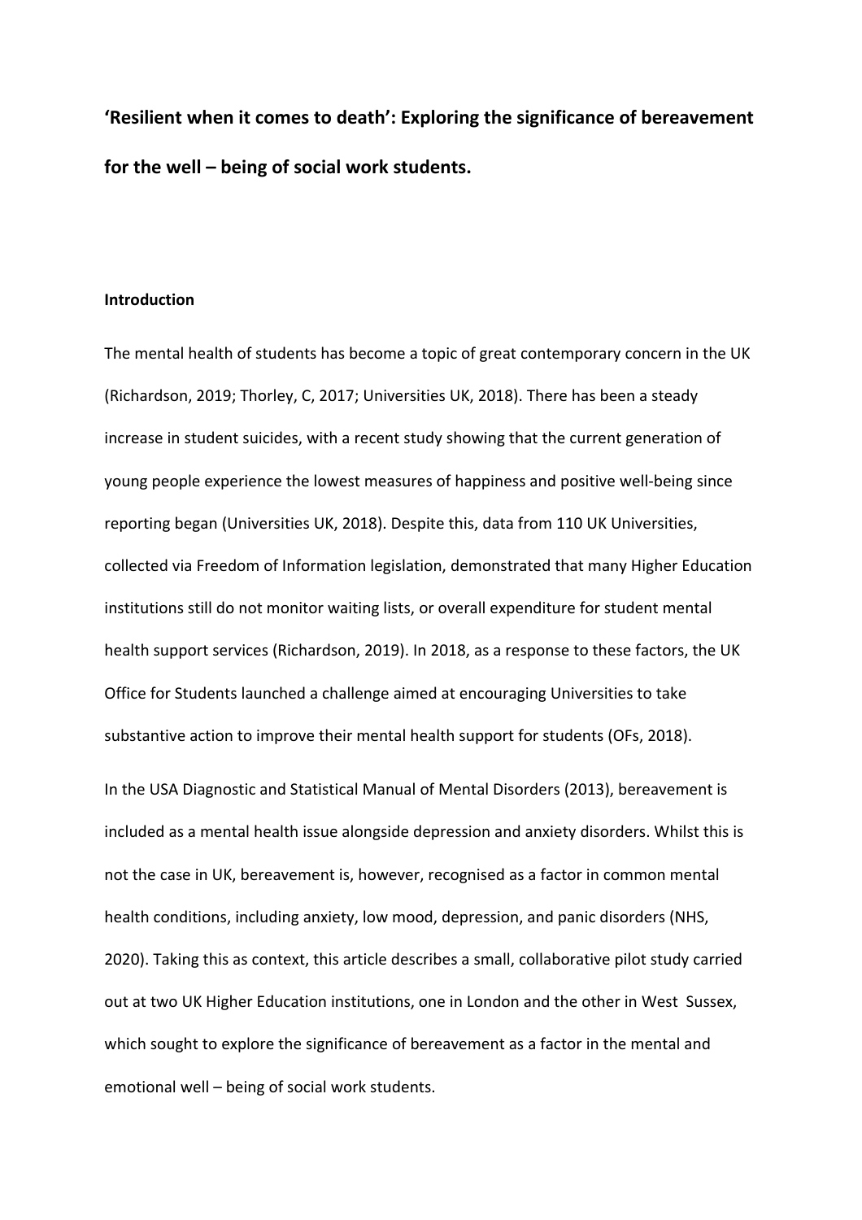# 'Resilient when it comes to death': Exploring the significance of bereavement for the well – being of social work students.

## Introduction

The mental health of students has become a topic of great contemporary concern in the UK (Richardson, 2019; Thorley, C, 2017; Universities UK, 2018). There has been a steady increase in student suicides, with a recent study showing that the current generation of young people experience the lowest measures of happiness and positive well-being since reporting began (Universities UK, 2018). Despite this, data from 110 UK Universities, collected via Freedom of Information legislation, demonstrated that many Higher Education institutions still do not monitor waiting lists, or overall expenditure for student mental health support services (Richardson, 2019). In 2018, as a response to these factors, the UK Office for Students launched a challenge aimed at encouraging Universities to take substantive action to improve their mental health support for students (OFs, 2018).

In the USA Diagnostic and Statistical Manual of Mental Disorders (2013), bereavement is included as a mental health issue alongside depression and anxiety disorders. Whilst this is not the case in UK, bereavement is, however, recognised as a factor in common mental health conditions, including anxiety, low mood, depression, and panic disorders (NHS, 2020). Taking this as context, this article describes a small, collaborative pilot study carried out at two UK Higher Education institutions, one in London and the other in West Sussex, which sought to explore the significance of bereavement as a factor in the mental and emotional well – being of social work students.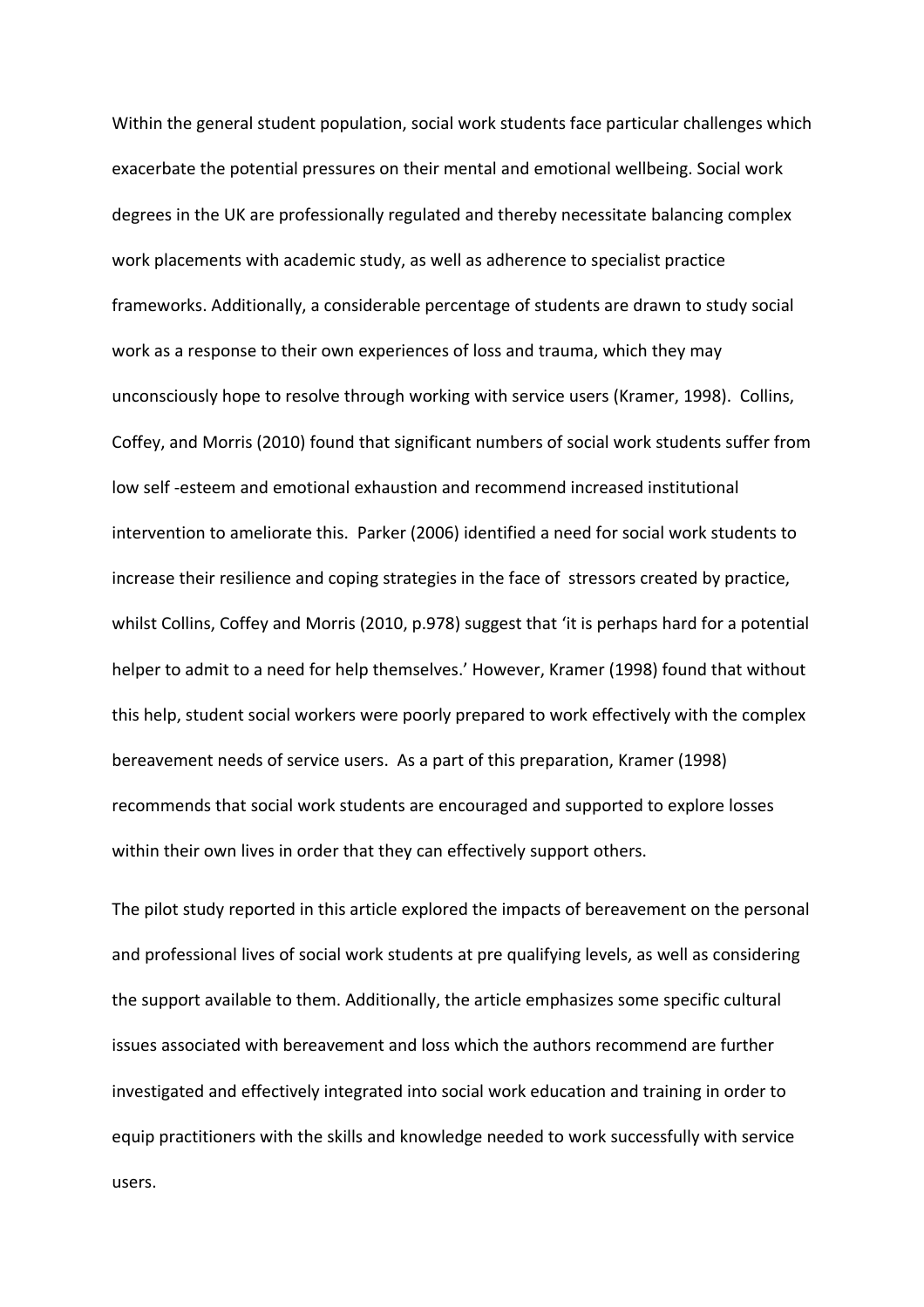Within the general student population, social work students face particular challenges which exacerbate the potential pressures on their mental and emotional wellbeing. Social work degrees in the UK are professionally regulated and thereby necessitate balancing complex work placements with academic study, as well as adherence to specialist practice frameworks. Additionally, a considerable percentage of students are drawn to study social work as a response to their own experiences of loss and trauma, which they may unconsciously hope to resolve through working with service users (Kramer, 1998). Collins, Coffey, and Morris (2010) found that significant numbers of social work students suffer from low self -esteem and emotional exhaustion and recommend increased institutional intervention to ameliorate this. Parker (2006) identified a need for social work students to increase their resilience and coping strategies in the face of stressors created by practice, whilst Collins, Coffey and Morris (2010, p.978) suggest that 'it is perhaps hard for a potential helper to admit to a need for help themselves.' However, Kramer (1998) found that without this help, student social workers were poorly prepared to work effectively with the complex bereavement needs of service users. As a part of this preparation, Kramer (1998) recommends that social work students are encouraged and supported to explore losses within their own lives in order that they can effectively support others.

The pilot study reported in this article explored the impacts of bereavement on the personal and professional lives of social work students at pre qualifying levels, as well as considering the support available to them. Additionally, the article emphasizes some specific cultural issues associated with bereavement and loss which the authors recommend are further investigated and effectively integrated into social work education and training in order to equip practitioners with the skills and knowledge needed to work successfully with service users.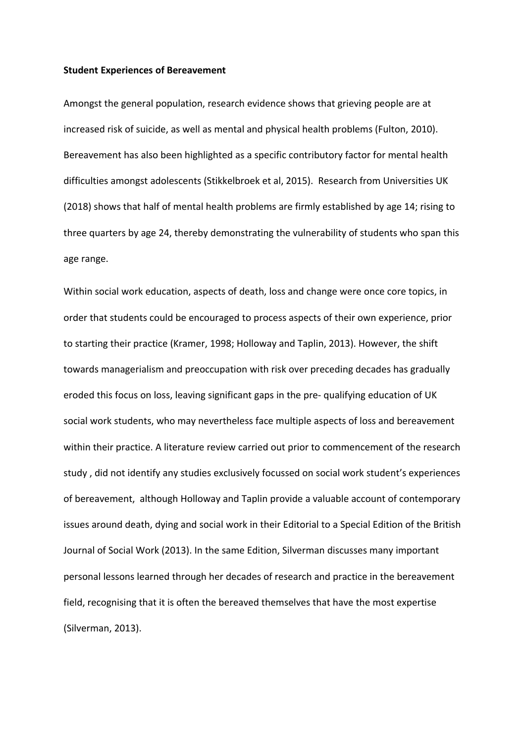**Student Experiences of Bereavement**

Amongst the general population, research evidence shows that grieving people are at increased risk of suicide, as well as mental and physical health problems (Fulton, 2010). Bereavement has also been highlighted as a specific contributory factor for mental health difficulties amongst adolescents (Stikkelbroek et al, 2015). Research from Universities UK (2018) shows that half of mental health problems are firmly established by age 14; rising to three quarters by age 24, thereby demonstrating the vulnerability of students who span this age range.

Within social work education, aspects of death, loss and change were once core topics, in order that students could be encouraged to process aspects of their own experience, prior to starting their practice (Kramer, 1998; Holloway and Taplin, 2013). However, the shift towards managerialism and preoccupation with risk over preceding decades has gradually eroded this focus on loss, leaving significant gaps in the pre- qualifying education of UK social work students, who may nevertheless face multiple aspects of loss and bereavement within their practice. A literature review carried out prior to commencement of the research study , did not identify any studies exclusively focussed on social work student's experiences of bereavement, although Holloway and Taplin provide a valuable account of contemporary issues around death, dying and social work in their Editorial to a Special Edition of the British Journal of Social Work (2013). In the same Edition, Silverman discusses many important personal lessons learned through her decades of research and practice in the bereavement field, recognising that it is often the bereaved themselves that have the most expertise (Silverman, 2013).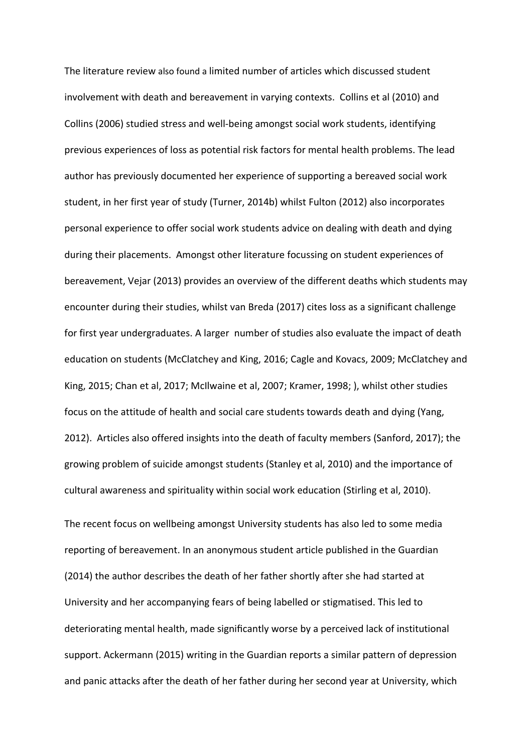The literature review also found a limited number of articles which discussed student involvement with death and bereavement in varying contexts. Collins et al (2010) and Collins (2006) studied stress and well-being amongst social work students, identifying previous experiences of loss as potential risk factors for mental health problems. The lead author has previously documented her experience of supporting a bereaved social work student, in her first year of study (Turner, 2014b) whilst Fulton (2012) also incorporates personal experience to offer social work students advice on dealing with death and dying during their placements. Amongst other literature focussing on student experiences of bereavement, Vejar (2013) provides an overview of the different deaths which students may encounter during their studies, whilst van Breda (2017) cites loss as a significant challenge for first year undergraduates. A larger number of studies also evaluate the impact of death education on students (McClatchey and King, 2016; Cagle and Kovacs, 2009; McClatchey and King, 2015; Chan et al, 2017; McIlwaine et al, 2007; Kramer, 1998; ), whilst other studies focus on the attitude of health and social care students towards death and dying (Yang, 2012). Articles also offered insights into the death of faculty members (Sanford, 2017); the growing problem of suicide amongst students (Stanley et al, 2010) and the importance of cultural awareness and spirituality within social work education (Stirling et al, 2010).

The recent focus on wellbeing amongst University students has also led to some media reporting of bereavement. In an anonymous student article published in the Guardian (2014) the author describes the death of her father shortly after she had started at University and her accompanying fears of being labelled or stigmatised. This led to deteriorating mental health, made significantly worse by a perceived lack of institutional support. Ackermann (2015) writing in the Guardian reports a similar pattern of depression and panic attacks after the death of her father during her second year at University, which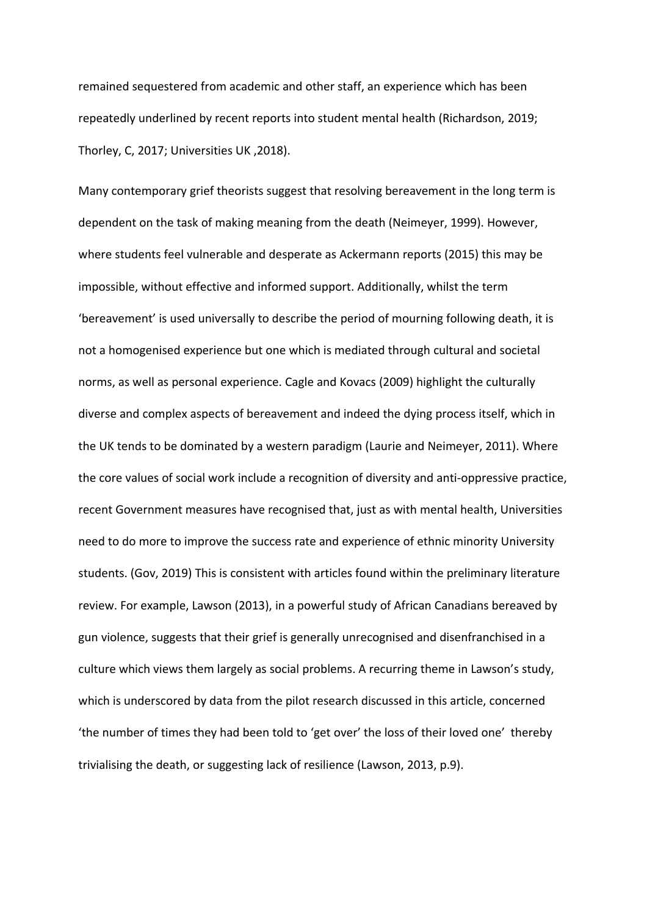remained sequestered from academic and other staff, an experience which has been repeatedly underlined by recent reports into student mental health (Richardson, 2019; Thorley, C, 2017; Universities UK ,2018).

Many contemporary grief theorists suggest that resolving bereavement in the long term is dependent on the task of making meaning from the death (Neimeyer, 1999). However, where students feel vulnerable and desperate as Ackermann reports (2015) this may be impossible, without effective and informed support. Additionally, whilst the term 'bereavement' is used universally to describe the period of mourning following death, it is not a homogenised experience but one which is mediated through cultural and societal norms, as well as personal experience. Cagle and Kovacs (2009) highlight the culturally diverse and complex aspects of bereavement and indeed the dying process itself, which in the UK tends to be dominated by a western paradigm (Laurie and Neimeyer, 2011). Where the core values of social work include a recognition of diversity and anti-oppressive practice, recent Government measures have recognised that, just as with mental health, Universities need to do more to improve the success rate and experience of ethnic minority University students. (Gov, 2019) This is consistent with articles found within the preliminary literature review. For example, Lawson (2013), in a powerful study of African Canadians bereaved by gun violence, suggests that their grief is generally unrecognised and disenfranchised in a culture which views them largely as social problems. A recurring theme in Lawson's study, which is underscored by data from the pilot research discussed in this article, concerned 'the number of times they had been told to 'get over' the loss of their loved one' thereby trivialising the death, or suggesting lack of resilience (Lawson, 2013, p.9).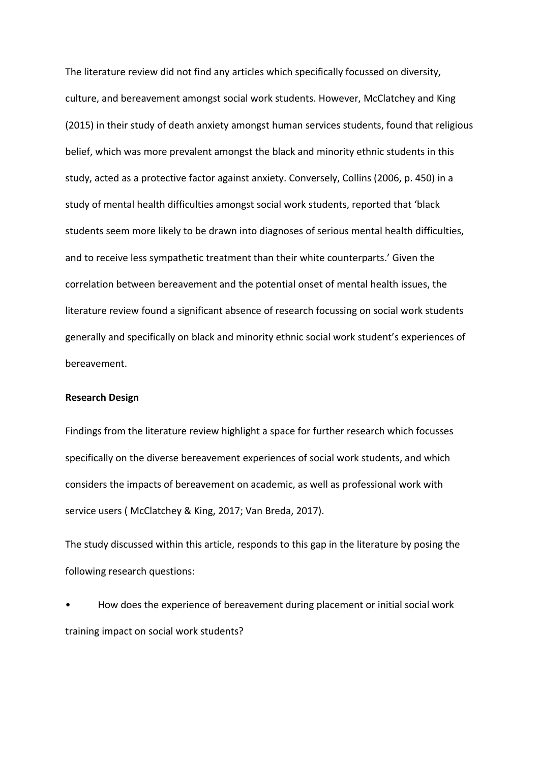The literature review did not find any articles which specifically focussed on diversity, culture, and bereavement amongst social work students. However, McClatchey and King (2015) in their study of death anxiety amongst human services students, found that religious belief, which was more prevalent amongst the black and minority ethnic students in this study, acted as a protective factor against anxiety. Conversely, Collins (2006, p. 450) in a study of mental health difficulties amongst social work students, reported that 'black students seem more likely to be drawn into diagnoses of serious mental health difficulties, and to receive less sympathetic treatment than their white counterparts.' Given the correlation between bereavement and the potential onset of mental health issues, the literature review found a significant absence of research focussing on social work students generally and specifically on black and minority ethnic social work student's experiences of bereavement.

**Research Design**

Findings from the literature review highlight a space for further research which focusses specifically on the diverse bereavement experiences of social work students, and which considers the impacts of bereavement on academic, as well as professional work with service users ( McClatchey & King, 2017; Van Breda, 2017).

The study discussed within this article, responds to this gap in the literature by posing the following research questions:

- How does the experience of bereavement during placement or initial social work training impact on social work students?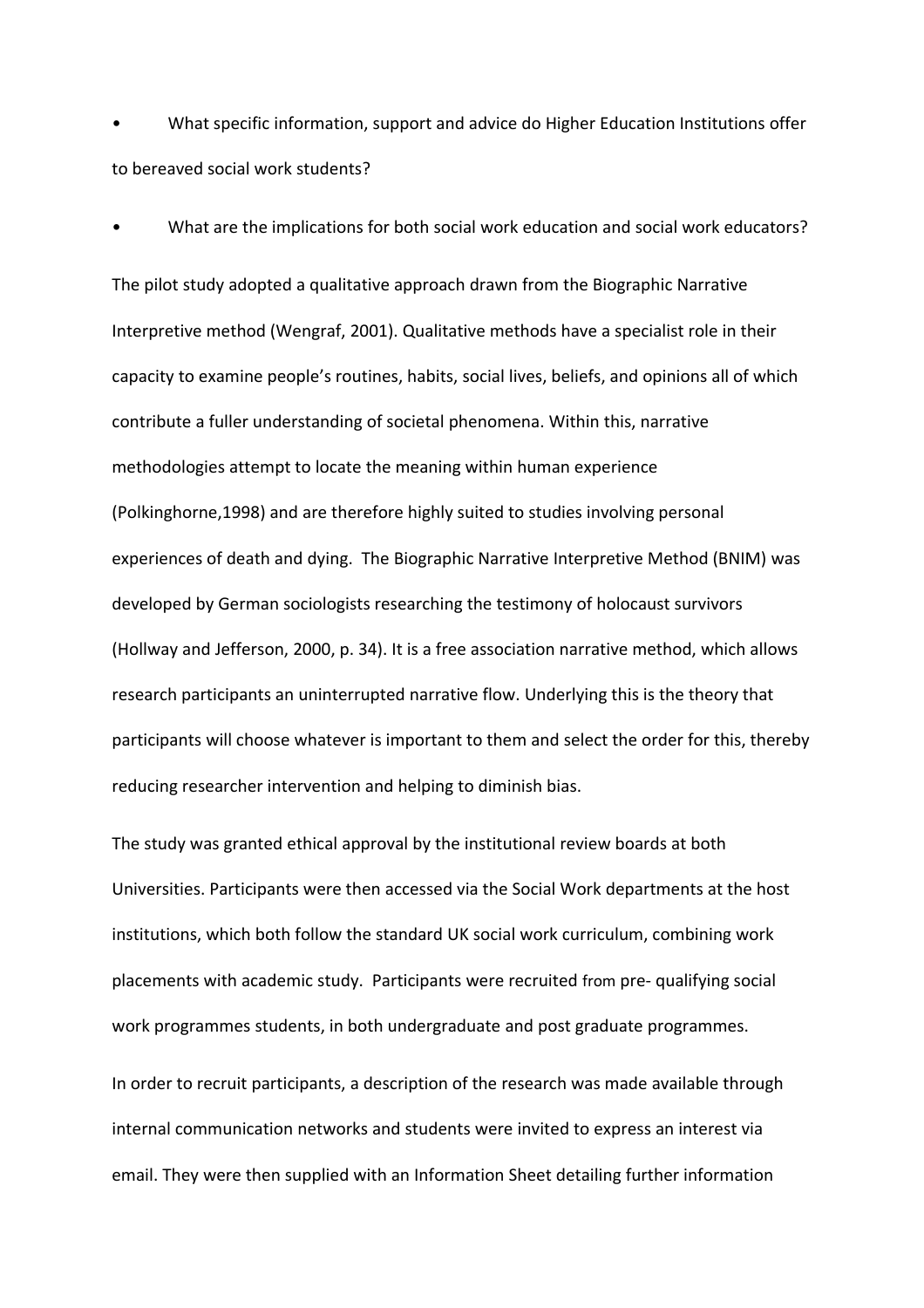- What specific information, support and advice do Higher Education Institutions offer to bereaved social work students?
- What are the implications for both social work education and social work educators?

The pilot study adopted a qualitative approach drawn from the Biographic Narrative Interpretive method (Wengraf, 2001). Qualitative methods have a specialist role in their capacity to examine people's routines, habits, social lives, beliefs, and opinions all of which contribute a fuller understanding of societal phenomena. Within this, narrative methodologies attempt to locate the meaning within human experience (Polkinghorne,1998) and are therefore highly suited to studies involving personal experiences of death and dying. The Biographic Narrative Interpretive Method (BNIM) was developed by German sociologists researching the testimony of holocaust survivors (Hollway and Jefferson, 2000, p. 34). It is a free association narrative method, which allows research participants an uninterrupted narrative flow. Underlying this is the theory that participants will choose whatever is important to them and select the order for this, thereby reducing researcher intervention and helping to diminish bias.

The study was granted ethical approval by the institutional review boards at both Universities. Participants were then accessed via the Social Work departments at the host institutions, which both follow the standard UK social work curriculum, combining work placements with academic study. Participants were recruited from pre- qualifying social work programmes students, in both undergraduate and post graduate programmes.

In order to recruit participants, a description of the research was made available through internal communication networks and students were invited to express an interest via email. They were then supplied with an Information Sheet detailing further information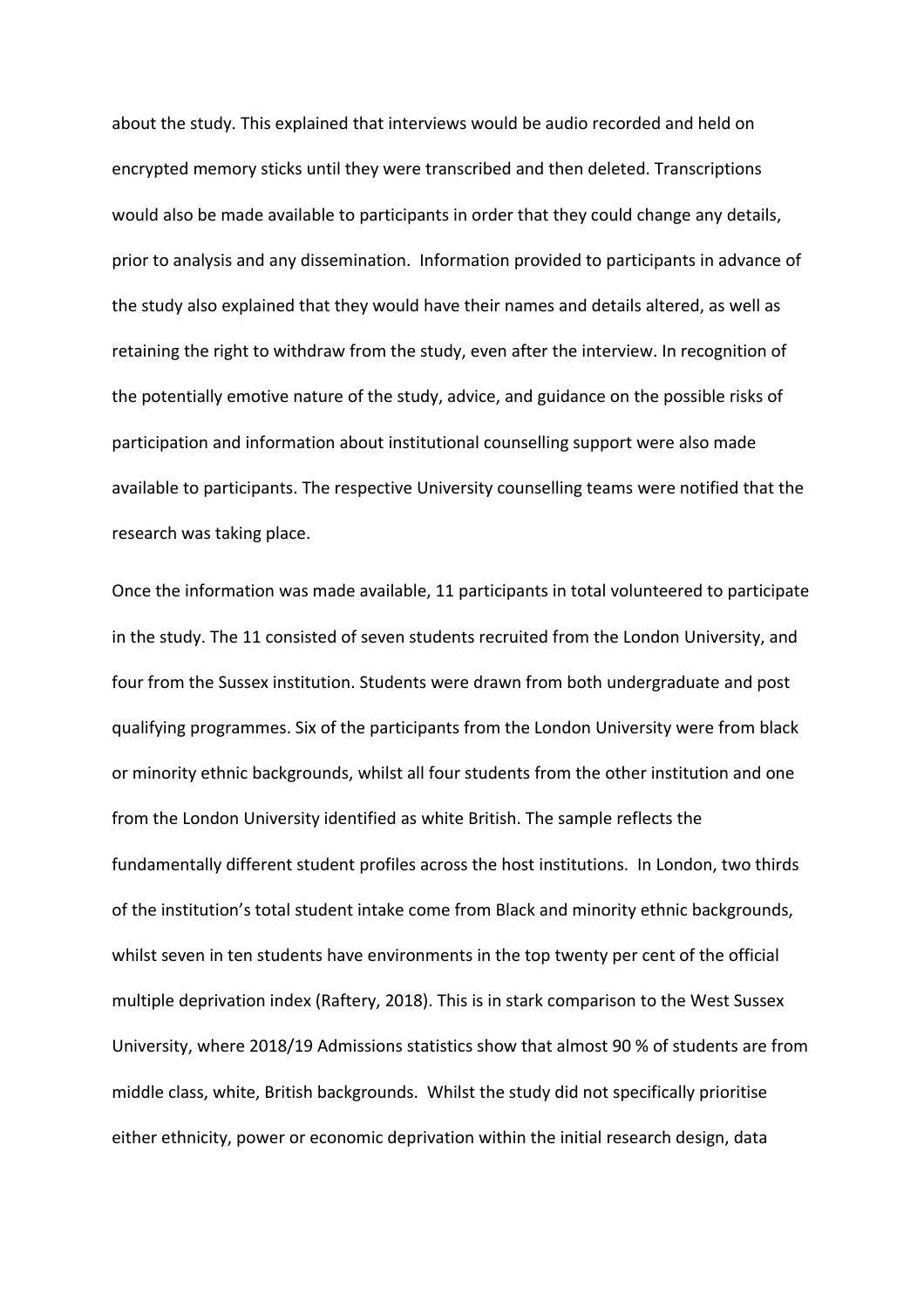about the study. This explained that interviews would be audio recorded and held on encrypted memory sticks until they were transcribed and then deleted. Transcriptions would also be made available to participants in order that they could change any details, prior to analysis and any dissemination.  Information provided to participants in advance of the study also explained that they would have their names and details altered, as well as retaining the right to withdraw from the study, even after the interview. In recognition of the potentially emotive nature of the study, advice, and guidance on the possible risks of participation and information about institutional counselling support were also made available to participants. The respective University counselling teams were notified that the research was taking place.

Once the information was made available, 11 participants in total volunteered to participate in the study. The 11 consisted of seven students recruited from the London University, and four from the Sussex institution. Students were drawn from both undergraduate and post qualifying programmes. Six of the participants from the London University were from black or minority ethnic backgrounds, whilst all four students from the other institution and one from the London University identified as white British. The sample reflects the fundamentally different student profiles across the host institutions.  In London, two thirds of the institution's total student intake come from Black and minority ethnic backgrounds, whilst seven in ten students have environments in the top twenty per cent of the official multiple deprivation index (Raftery, 2018). This is in stark comparison to the West Sussex University, where 2018/19 Admissions statistics show that almost 90 % of students are from middle class, white, British backgrounds.  Whilst the study did not specifically prioritise either ethnicity, power or economic deprivation within the initial research design, data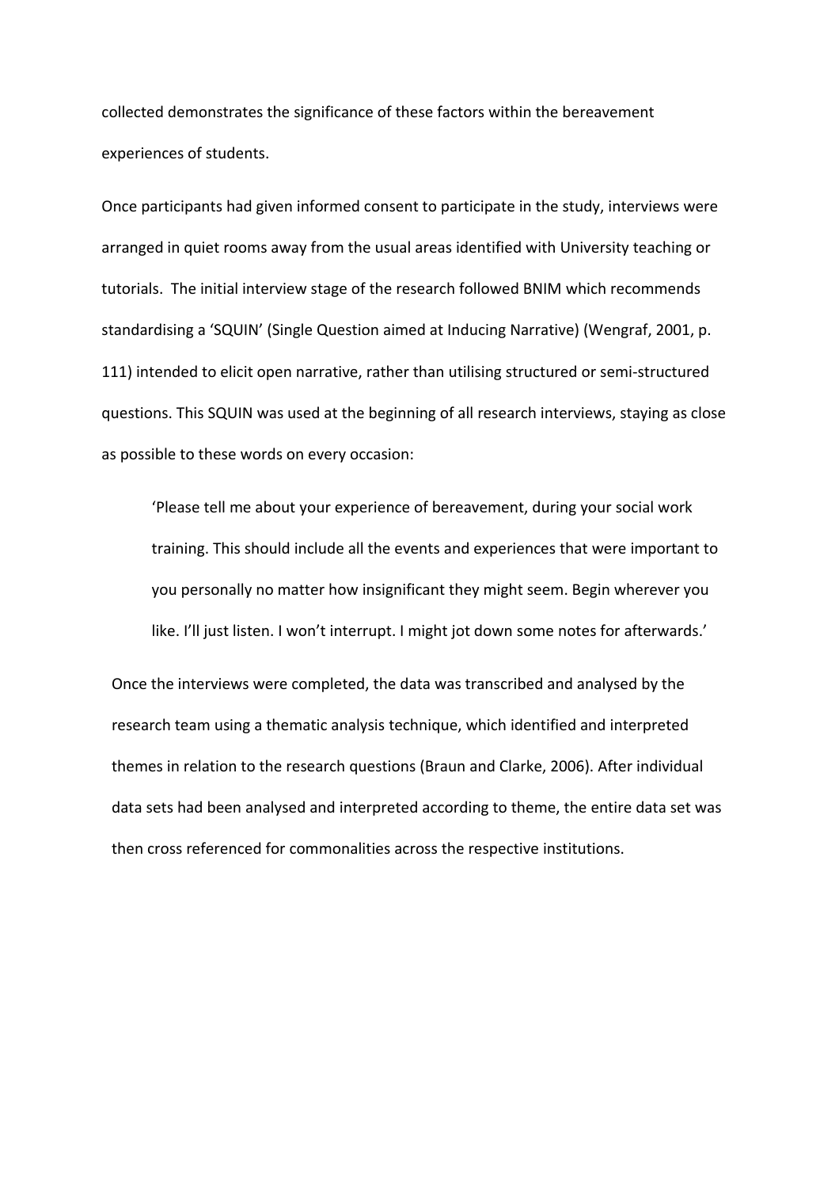collected demonstrates the significance of these factors within the bereavement experiences of students.

Once participants had given informed consent to participate in the study, interviews were arranged in quiet rooms away from the usual areas identified with University teaching or tutorials. The initial interview stage of the research followed BNIM which recommends standardising a 'SQUIN' (Single Question aimed at Inducing Narrative) (Wengraf, 2001, p. 111) intended to elicit open narrative, rather than utilising structured or semi-structured questions. This SQUIN was used at the beginning of all research interviews, staying as close as possible to these words on every occasion:

> 'Please tell me about your experience of bereavement, during your social work training. This should include all the events and experiences that were important to you personally no matter how insignificant they might seem. Begin wherever you like. I'll just listen. I won't interrupt. I might jot down some notes for afterwards.'

Once the interviews were completed, the data was transcribed and analysed by the research team using a thematic analysis technique, which identified and interpreted themes in relation to the research questions (Braun and Clarke, 2006). After individual data sets had been analysed and interpreted according to theme, the entire data set was then cross referenced for commonalities across the respective institutions.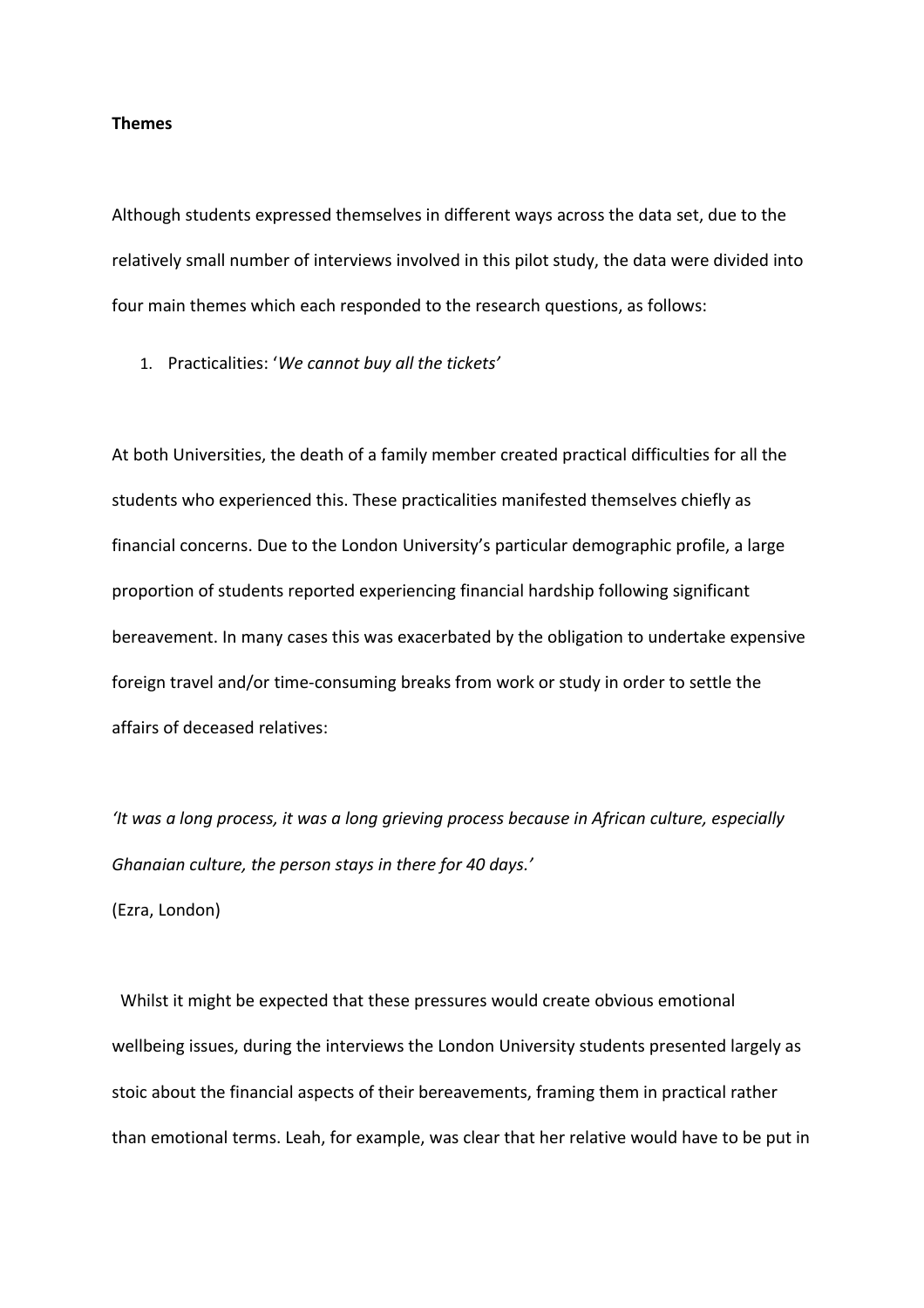**Themes**

Although students expressed themselves in different ways across the data set, due to the relatively small number of interviews involved in this pilot study, the data were divided into four main themes which each responded to the research questions, as follows:

1. Practicalities: '*We cannot buy all the tickets*'

At both Universities, the death of a family member created practical difficulties for all the students who experienced this. These practicalities manifested themselves chiefly as financial concerns. Due to the London University's particular demographic profile, a large proportion of students reported experiencing financial hardship following significant bereavement. In many cases this was exacerbated by the obligation to undertake expensive foreign travel and/or time-consuming breaks from work or study in order to settle the affairs of deceased relatives:

*'It was a long process, it was a long grieving process because in African culture, especially Ghanaian culture, the person stays in there for 40 days.'*
(Ezra, London)

Whilst it might be expected that these pressures would create obvious emotional wellbeing issues, during the interviews the London University students presented largely as stoic about the financial aspects of their bereavements, framing them in practical rather than emotional terms. Leah, for example, was clear that her relative would have to be put in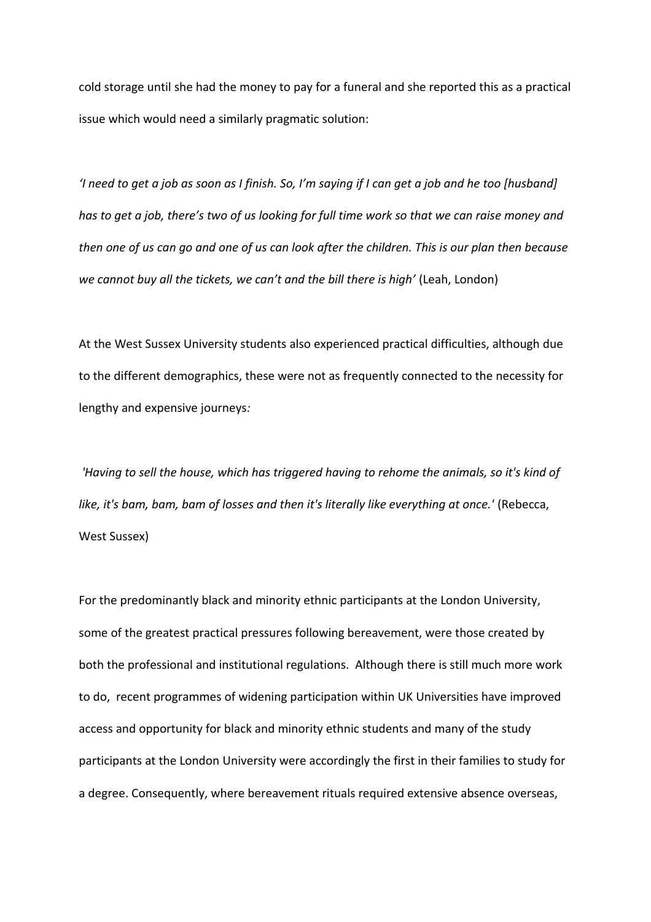cold storage until she had the money to pay for a funeral and she reported this as a practical issue which would need a similarly pragmatic solution:

*'I need to get a job as soon as I finish. So, I'm saying if I can get a job and he too [husband] has to get a job, there's two of us looking for full time work so that we can raise money and then one of us can go and one of us can look after the children. This is our plan then because we cannot buy all the tickets, we can't and the bill there is high'* (Leah, London)

At the West Sussex University students also experienced practical difficulties, although due to the different demographics, these were not as frequently connected to the necessity for lengthy and expensive journeys*:*

*'Having to sell the house, which has triggered having to rehome the animals, so it's kind of like, it's bam, bam, bam of losses and then it's literally like everything at once.'* (Rebecca, West Sussex)

For the predominantly black and minority ethnic participants at the London University, some of the greatest practical pressures following bereavement, were those created by both the professional and institutional regulations. Although there is still much more work to do, recent programmes of widening participation within UK Universities have improved access and opportunity for black and minority ethnic students and many of the study participants at the London University were accordingly the first in their families to study for a degree. Consequently, where bereavement rituals required extensive absence overseas,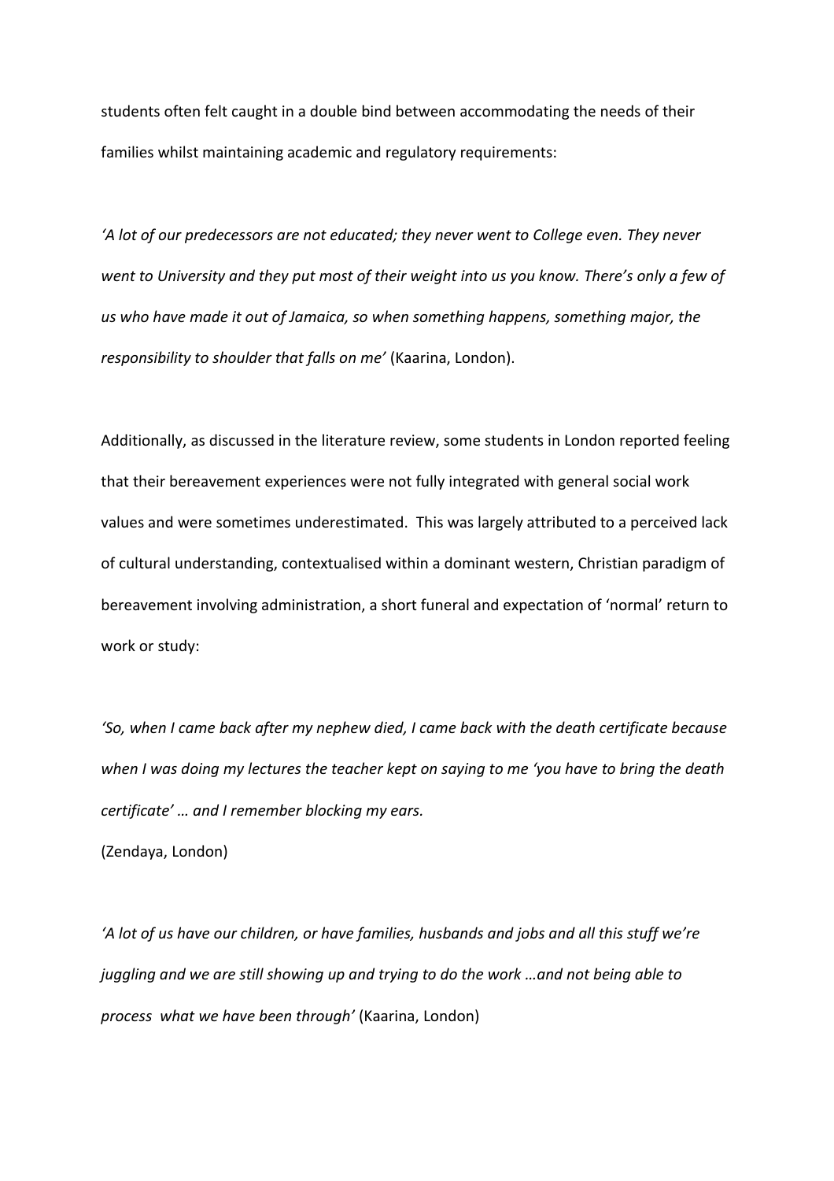students often felt caught in a double bind between accommodating the needs of their families whilst maintaining academic and regulatory requirements:

*'A lot of our predecessors are not educated; they never went to College even. They never went to University and they put most of their weight into us you know. There's only a few of us who have made it out of Jamaica, so when something happens, something major, the responsibility to shoulder that falls on me'* (Kaarina, London).

Additionally, as discussed in the literature review, some students in London reported feeling that their bereavement experiences were not fully integrated with general social work values and were sometimes underestimated. This was largely attributed to a perceived lack of cultural understanding, contextualised within a dominant western, Christian paradigm of bereavement involving administration, a short funeral and expectation of 'normal' return to work or study:

*'So, when I came back after my nephew died, I came back with the death certificate because when I was doing my lectures the teacher kept on saying to me 'you have to bring the death certificate' … and I remember blocking my ears.*

(Zendaya, London)

*'A lot of us have our children, or have families, husbands and jobs and all this stuff we're juggling and we are still showing up and trying to do the work …and not being able to process what we have been through'* (Kaarina, London)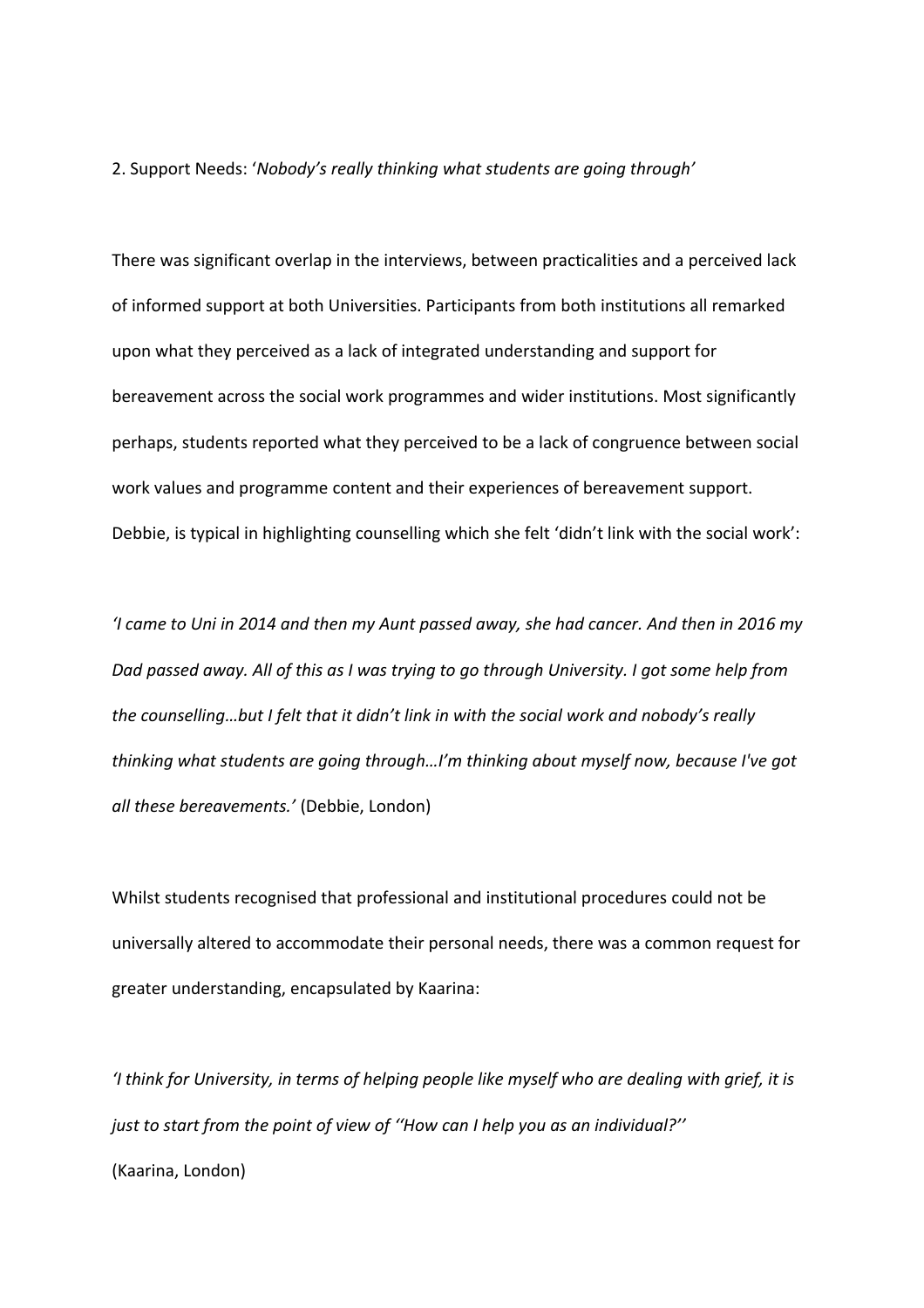## 2. Support Needs: '*Nobody's really thinking what students are going through*'

There was significant overlap in the interviews, between practicalities and a perceived lack of informed support at both Universities. Participants from both institutions all remarked upon what they perceived as a lack of integrated understanding and support for bereavement across the social work programmes and wider institutions. Most significantly perhaps, students reported what they perceived to be a lack of congruence between social work values and programme content and their experiences of bereavement support. Debbie, is typical in highlighting counselling which she felt 'didn't link with the social work':

*'I came to Uni in 2014 and then my Aunt passed away, she had cancer. And then in 2016 my Dad passed away. All of this as I was trying to go through University. I got some help from the counselling…but I felt that it didn't link in with the social work and nobody's really thinking what students are going through…I'm thinking about myself now, because I've got all these bereavements.'* (Debbie, London)

Whilst students recognised that professional and institutional procedures could not be universally altered to accommodate their personal needs, there was a common request for greater understanding, encapsulated by Kaarina:

*'I think for University, in terms of helping people like myself who are dealing with grief, it is just to start from the point of view of ''How can I help you as an individual?''*
(Kaarina, London)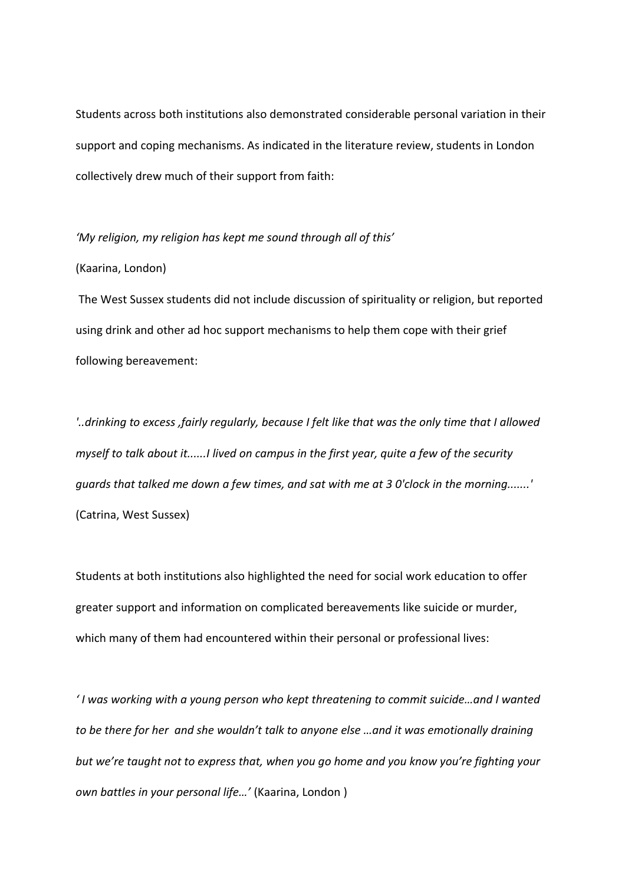Students across both institutions also demonstrated considerable personal variation in their support and coping mechanisms. As indicated in the literature review, students in London collectively drew much of their support from faith:

*'My religion, my religion has kept me sound through all of this'*

(Kaarina, London)

The West Sussex students did not include discussion of spirituality or religion, but reported using drink and other ad hoc support mechanisms to help them cope with their grief following bereavement:

*'..drinking to excess ,fairly regularly, because I felt like that was the only time that I allowed myself to talk about it......I lived on campus in the first year, quite a few of the security guards that talked me down a few times, and sat with me at 3 0'clock in the morning.......'* (Catrina, West Sussex)

Students at both institutions also highlighted the need for social work education to offer greater support and information on complicated bereavements like suicide or murder, which many of them had encountered within their personal or professional lives:

*' I was working with a young person who kept threatening to commit suicide…and I wanted to be there for her and she wouldn't talk to anyone else …and it was emotionally draining but we're taught not to express that, when you go home and you know you're fighting your own battles in your personal life…'* (Kaarina, London )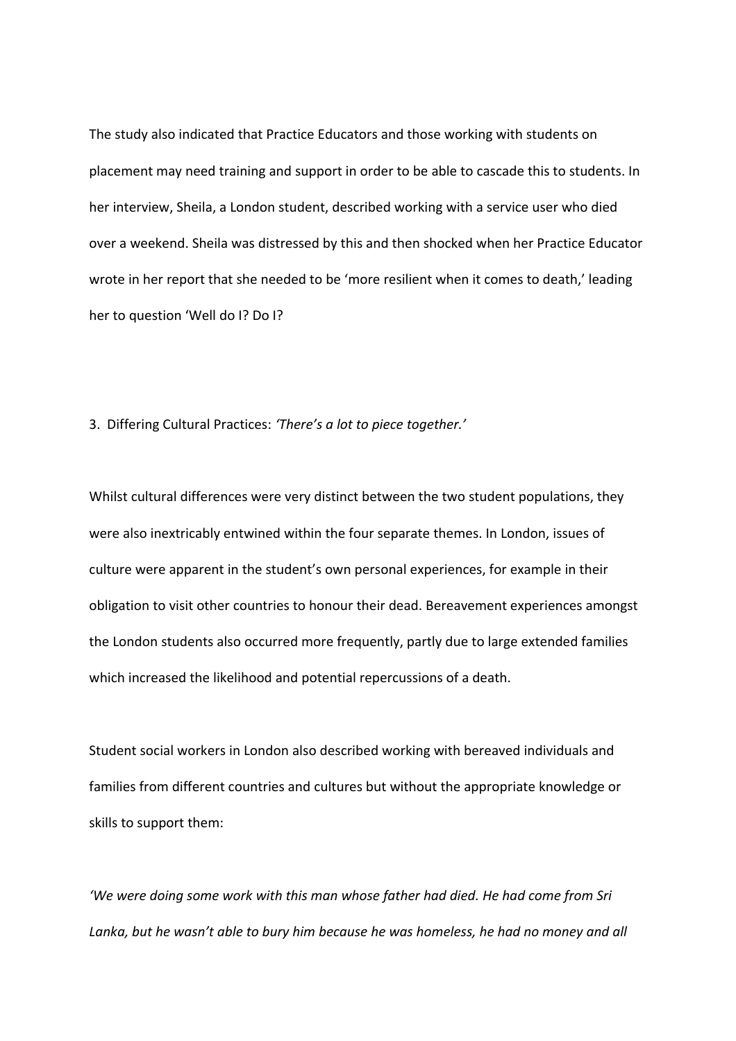The study also indicated that Practice Educators and those working with students on placement may need training and support in order to be able to cascade this to students. In her interview, Sheila, a London student, described working with a service user who died over a weekend. Sheila was distressed by this and then shocked when her Practice Educator wrote in her report that she needed to be 'more resilient when it comes to death,' leading her to question 'Well do I? Do I?

3. Differing Cultural Practices: *'There's a lot to piece together.'*

Whilst cultural differences were very distinct between the two student populations, they were also inextricably entwined within the four separate themes. In London, issues of culture were apparent in the student's own personal experiences, for example in their obligation to visit other countries to honour their dead. Bereavement experiences amongst the London students also occurred more frequently, partly due to large extended families which increased the likelihood and potential repercussions of a death.

Student social workers in London also described working with bereaved individuals and families from different countries and cultures but without the appropriate knowledge or skills to support them:

*'We were doing some work with this man whose father had died. He had come from Sri Lanka, but he wasn't able to bury him because he was homeless, he had no money and all*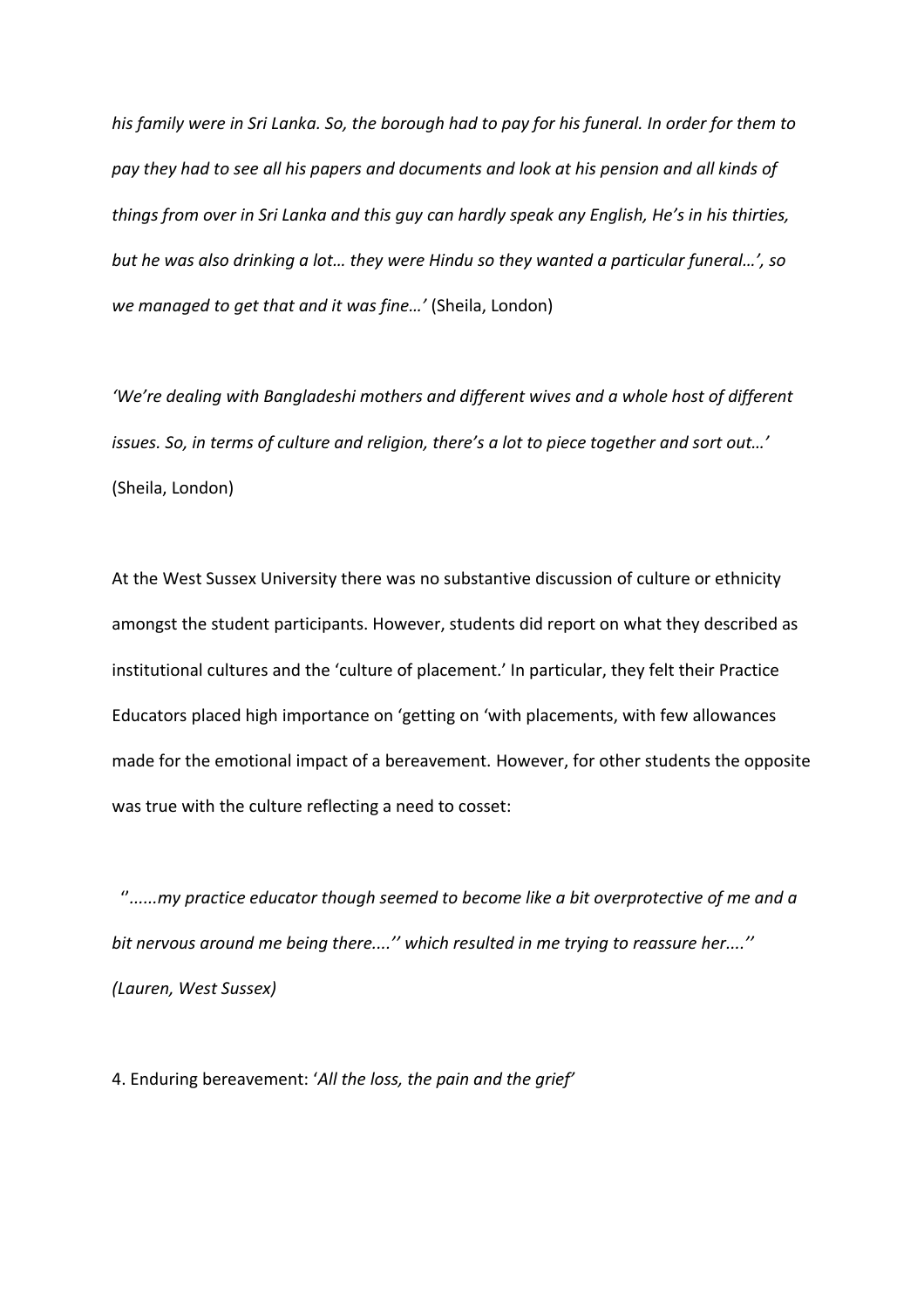*his family were in Sri Lanka. So, the borough had to pay for his funeral. In order for them to pay they had to see all his papers and documents and look at his pension and all kinds of things from over in Sri Lanka and this guy can hardly speak any English, He's in his thirties, but he was also drinking a lot… they were Hindu so they wanted a particular funeral…', so we managed to get that and it was fine…'* (Sheila, London)

*'We're dealing with Bangladeshi mothers and different wives and a whole host of different issues. So, in terms of culture and religion, there's a lot to piece together and sort out…'* (Sheila, London)

At the West Sussex University there was no substantive discussion of culture or ethnicity amongst the student participants. However, students did report on what they described as institutional cultures and the 'culture of placement.' In particular, they felt their Practice Educators placed high importance on 'getting on 'with placements, with few allowances made for the emotional impact of a bereavement. However, for other students the opposite was true with the culture reflecting a need to cosset:

*''......my practice educator though seemed to become like a bit overprotective of me and a bit nervous around me being there....'' which resulted in me trying to reassure her....'' (Lauren, West Sussex)*

4. Enduring bereavement: '*All the loss, the pain and the grief*'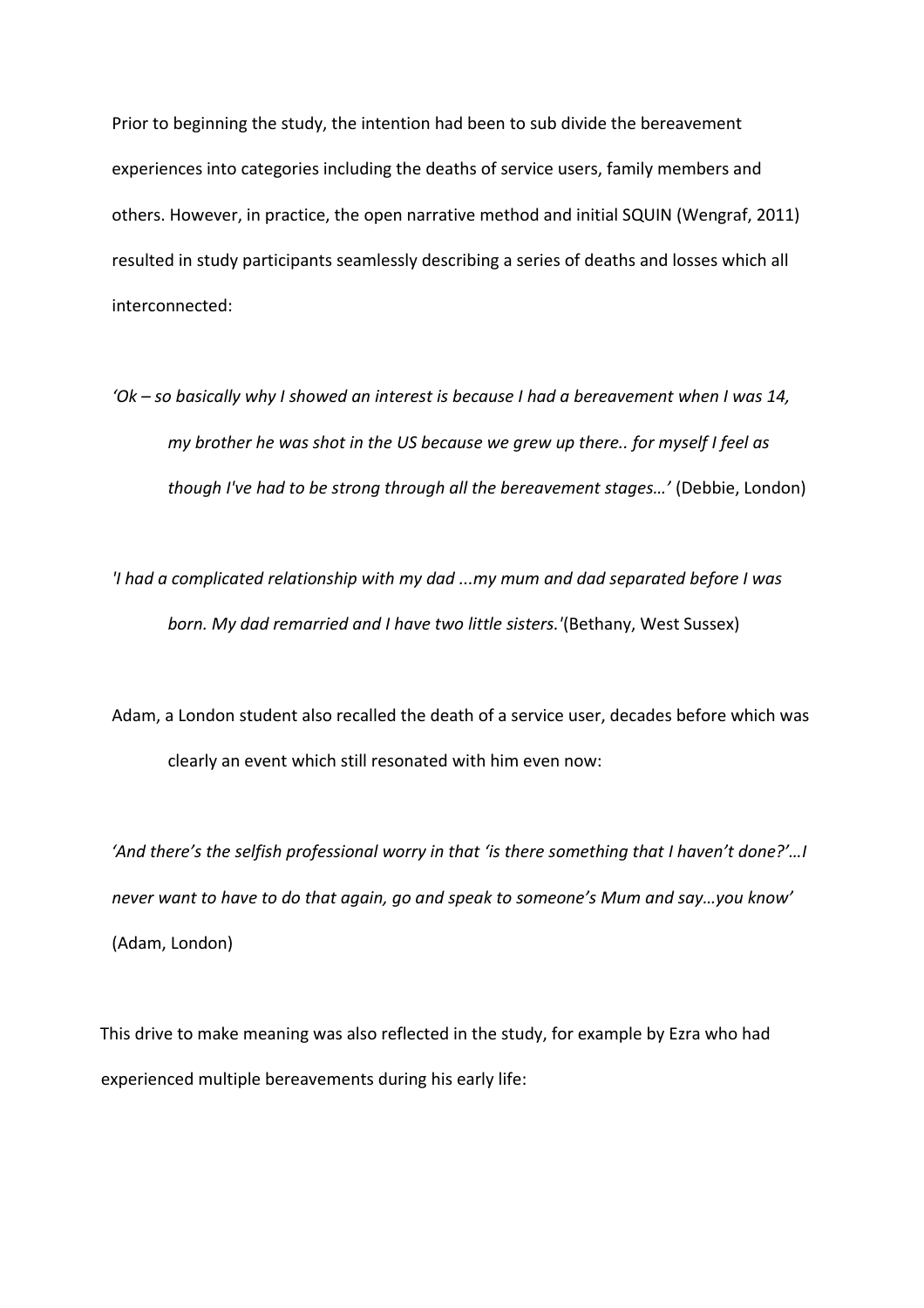Prior to beginning the study, the intention had been to sub divide the bereavement experiences into categories including the deaths of service users, family members and others. However, in practice, the open narrative method and initial SQUIN (Wengraf, 2011) resulted in study participants seamlessly describing a series of deaths and losses which all interconnected:

*'Ok – so basically why I showed an interest is because I had a bereavement when I was 14, my brother he was shot in the US because we grew up there.. for myself I feel as though I've had to be strong through all the bereavement stages…'* (Debbie, London)

*'I had a complicated relationship with my dad ...my mum and dad separated before I was born. My dad remarried and I have two little sisters.'*(Bethany, West Sussex)

Adam, a London student also recalled the death of a service user, decades before which was clearly an event which still resonated with him even now:

*'And there's the selfish professional worry in that 'is there something that I haven't done?'…I never want to have to do that again, go and speak to someone's Mum and say…you know'* (Adam, London)

This drive to make meaning was also reflected in the study, for example by Ezra who had experienced multiple bereavements during his early life: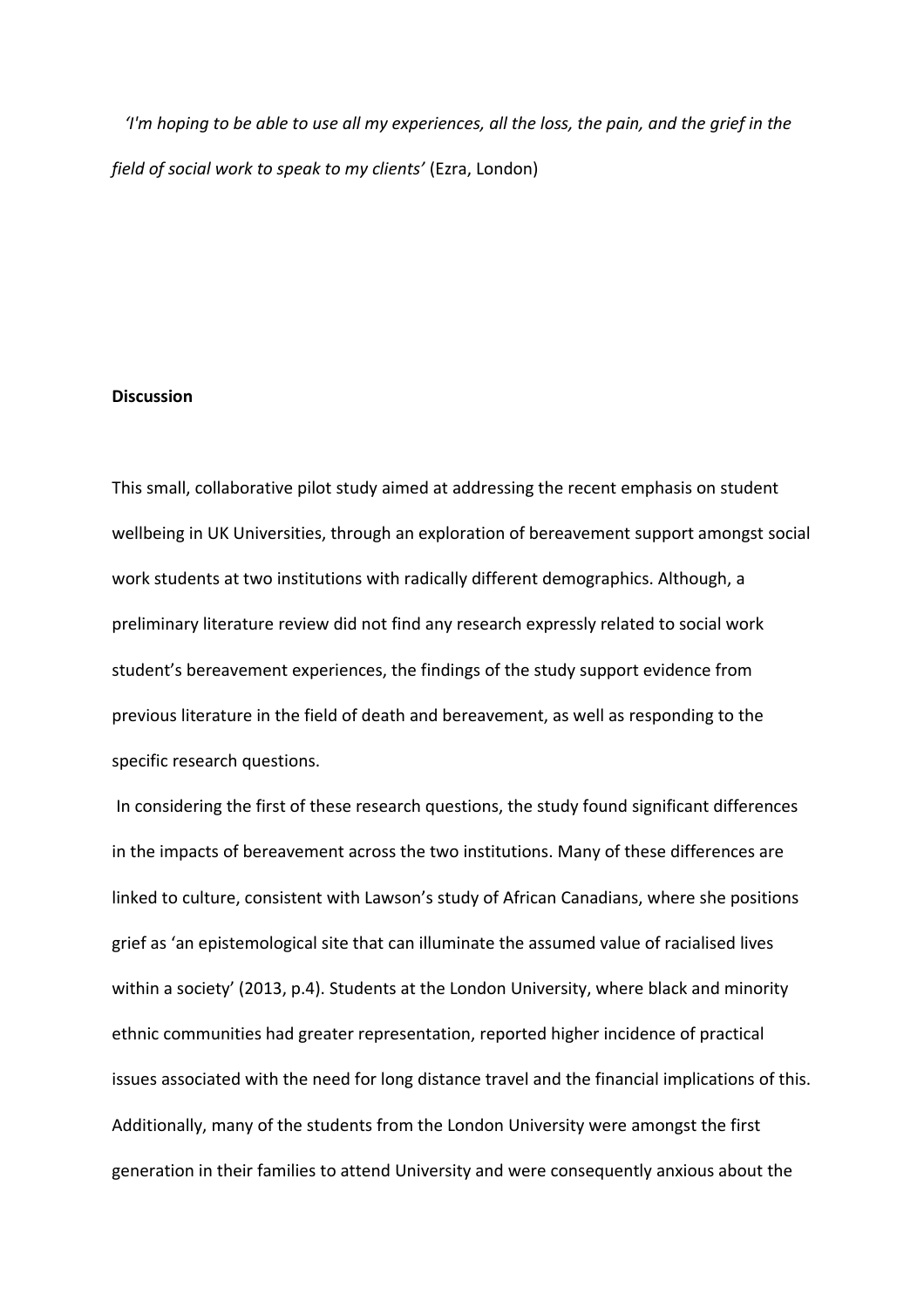*'I'm hoping to be able to use all my experiences, all the loss, the pain, and the grief in the field of social work to speak to my clients'* (Ezra, London)

**Discussion**

This small, collaborative pilot study aimed at addressing the recent emphasis on student wellbeing in UK Universities, through an exploration of bereavement support amongst social work students at two institutions with radically different demographics. Although, a preliminary literature review did not find any research expressly related to social work student's bereavement experiences, the findings of the study support evidence from previous literature in the field of death and bereavement, as well as responding to the specific research questions.

In considering the first of these research questions, the study found significant differences in the impacts of bereavement across the two institutions. Many of these differences are linked to culture, consistent with Lawson's study of African Canadians, where she positions grief as 'an epistemological site that can illuminate the assumed value of racialised lives within a society' (2013, p.4). Students at the London University, where black and minority ethnic communities had greater representation, reported higher incidence of practical issues associated with the need for long distance travel and the financial implications of this. Additionally, many of the students from the London University were amongst the first generation in their families to attend University and were consequently anxious about the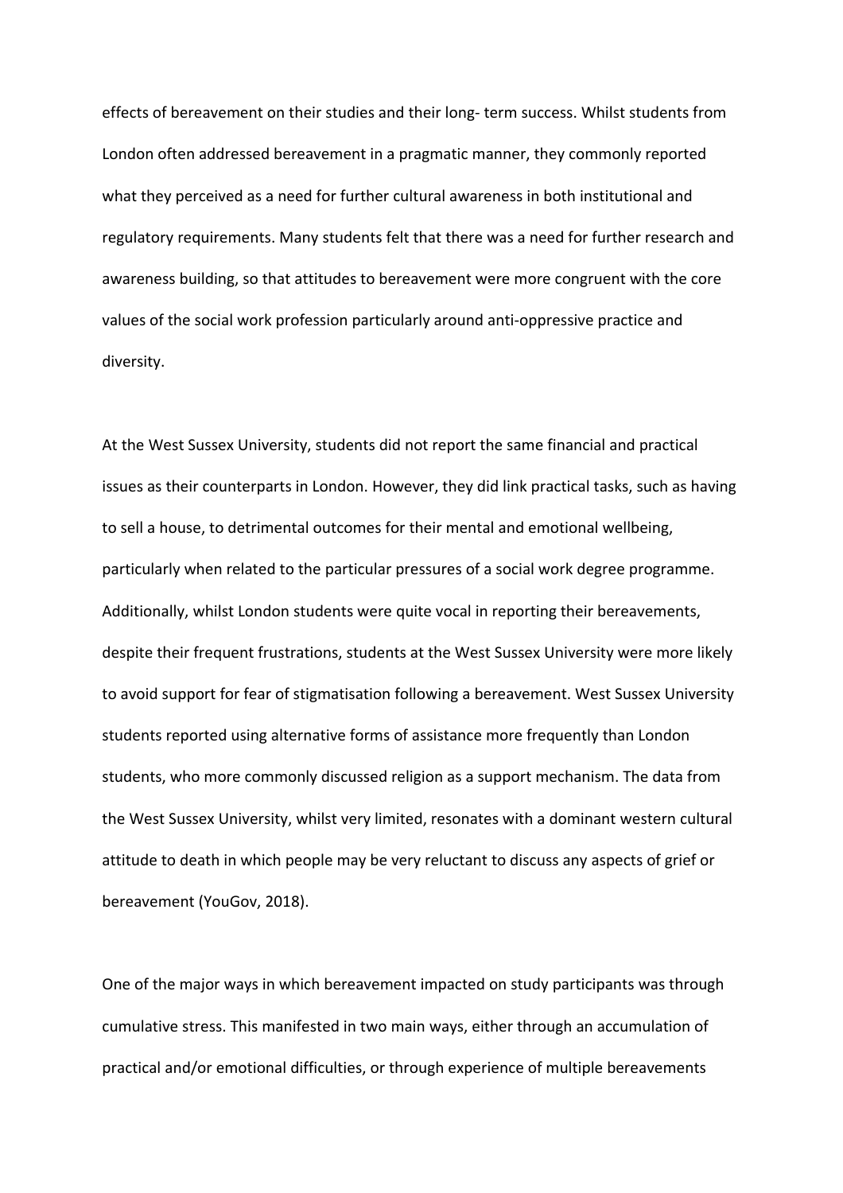effects of bereavement on their studies and their long- term success. Whilst students from London often addressed bereavement in a pragmatic manner, they commonly reported what they perceived as a need for further cultural awareness in both institutional and regulatory requirements. Many students felt that there was a need for further research and awareness building, so that attitudes to bereavement were more congruent with the core values of the social work profession particularly around anti-oppressive practice and diversity.

At the West Sussex University, students did not report the same financial and practical issues as their counterparts in London. However, they did link practical tasks, such as having to sell a house, to detrimental outcomes for their mental and emotional wellbeing, particularly when related to the particular pressures of a social work degree programme. Additionally, whilst London students were quite vocal in reporting their bereavements, despite their frequent frustrations, students at the West Sussex University were more likely to avoid support for fear of stigmatisation following a bereavement. West Sussex University students reported using alternative forms of assistance more frequently than London students, who more commonly discussed religion as a support mechanism. The data from the West Sussex University, whilst very limited, resonates with a dominant western cultural attitude to death in which people may be very reluctant to discuss any aspects of grief or bereavement (YouGov, 2018).

One of the major ways in which bereavement impacted on study participants was through cumulative stress. This manifested in two main ways, either through an accumulation of practical and/or emotional difficulties, or through experience of multiple bereavements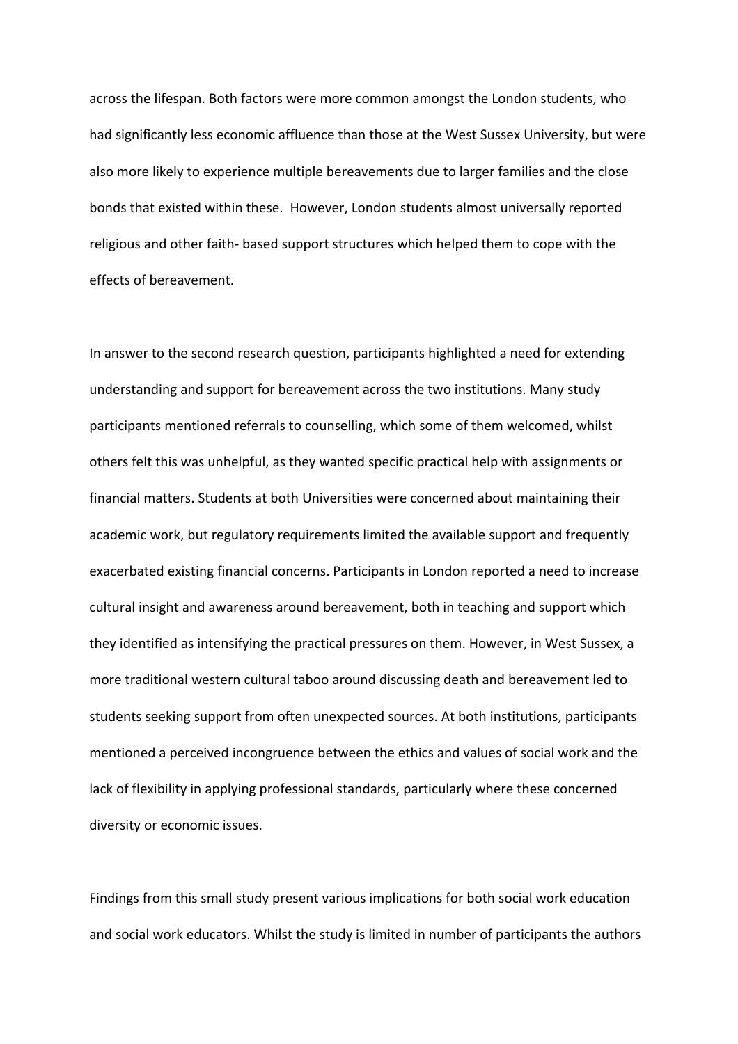across the lifespan. Both factors were more common amongst the London students, who had significantly less economic affluence than those at the West Sussex University, but were also more likely to experience multiple bereavements due to larger families and the close bonds that existed within these. However, London students almost universally reported religious and other faith- based support structures which helped them to cope with the effects of bereavement.

In answer to the second research question, participants highlighted a need for extending understanding and support for bereavement across the two institutions. Many study participants mentioned referrals to counselling, which some of them welcomed, whilst others felt this was unhelpful, as they wanted specific practical help with assignments or financial matters. Students at both Universities were concerned about maintaining their academic work, but regulatory requirements limited the available support and frequently exacerbated existing financial concerns. Participants in London reported a need to increase cultural insight and awareness around bereavement, both in teaching and support which they identified as intensifying the practical pressures on them. However, in West Sussex, a more traditional western cultural taboo around discussing death and bereavement led to students seeking support from often unexpected sources. At both institutions, participants mentioned a perceived incongruence between the ethics and values of social work and the lack of flexibility in applying professional standards, particularly where these concerned diversity or economic issues.

Findings from this small study present various implications for both social work education and social work educators. Whilst the study is limited in number of participants the authors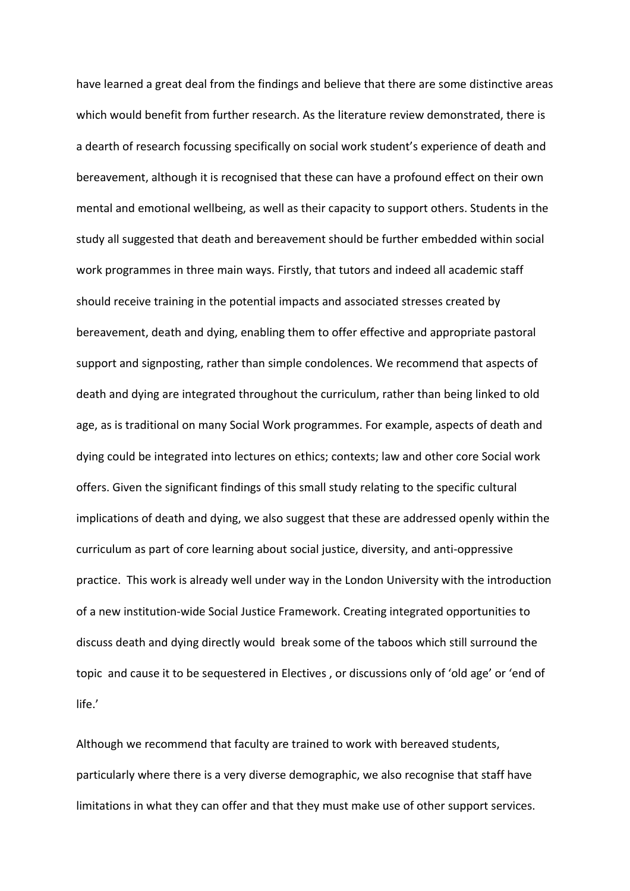have learned a great deal from the findings and believe that there are some distinctive areas which would benefit from further research. As the literature review demonstrated, there is a dearth of research focussing specifically on social work student's experience of death and bereavement, although it is recognised that these can have a profound effect on their own mental and emotional wellbeing, as well as their capacity to support others. Students in the study all suggested that death and bereavement should be further embedded within social work programmes in three main ways. Firstly, that tutors and indeed all academic staff should receive training in the potential impacts and associated stresses created by bereavement, death and dying, enabling them to offer effective and appropriate pastoral support and signposting, rather than simple condolences. We recommend that aspects of death and dying are integrated throughout the curriculum, rather than being linked to old age, as is traditional on many Social Work programmes. For example, aspects of death and dying could be integrated into lectures on ethics; contexts; law and other core Social work offers. Given the significant findings of this small study relating to the specific cultural implications of death and dying, we also suggest that these are addressed openly within the curriculum as part of core learning about social justice, diversity, and anti-oppressive practice. This work is already well under way in the London University with the introduction of a new institution-wide Social Justice Framework. Creating integrated opportunities to discuss death and dying directly would break some of the taboos which still surround the topic and cause it to be sequestered in Electives , or discussions only of 'old age' or 'end of life.'

Although we recommend that faculty are trained to work with bereaved students, particularly where there is a very diverse demographic, we also recognise that staff have limitations in what they can offer and that they must make use of other support services.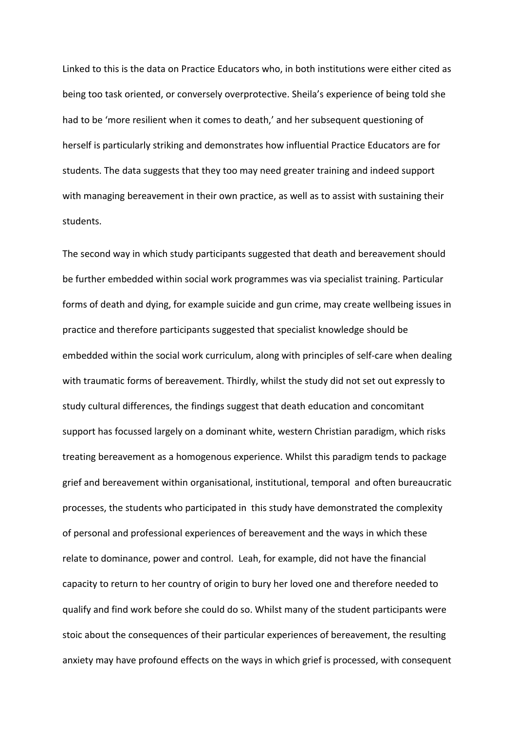Linked to this is the data on Practice Educators who, in both institutions were either cited as being too task oriented, or conversely overprotective. Sheila's experience of being told she had to be 'more resilient when it comes to death,' and her subsequent questioning of herself is particularly striking and demonstrates how influential Practice Educators are for students. The data suggests that they too may need greater training and indeed support with managing bereavement in their own practice, as well as to assist with sustaining their students.

The second way in which study participants suggested that death and bereavement should be further embedded within social work programmes was via specialist training. Particular forms of death and dying, for example suicide and gun crime, may create wellbeing issues in practice and therefore participants suggested that specialist knowledge should be embedded within the social work curriculum, along with principles of self-care when dealing with traumatic forms of bereavement. Thirdly, whilst the study did not set out expressly to study cultural differences, the findings suggest that death education and concomitant support has focussed largely on a dominant white, western Christian paradigm, which risks treating bereavement as a homogenous experience. Whilst this paradigm tends to package grief and bereavement within organisational, institutional, temporal and often bureaucratic processes, the students who participated in this study have demonstrated the complexity of personal and professional experiences of bereavement and the ways in which these relate to dominance, power and control. Leah, for example, did not have the financial capacity to return to her country of origin to bury her loved one and therefore needed to qualify and find work before she could do so. Whilst many of the student participants were stoic about the consequences of their particular experiences of bereavement, the resulting anxiety may have profound effects on the ways in which grief is processed, with consequent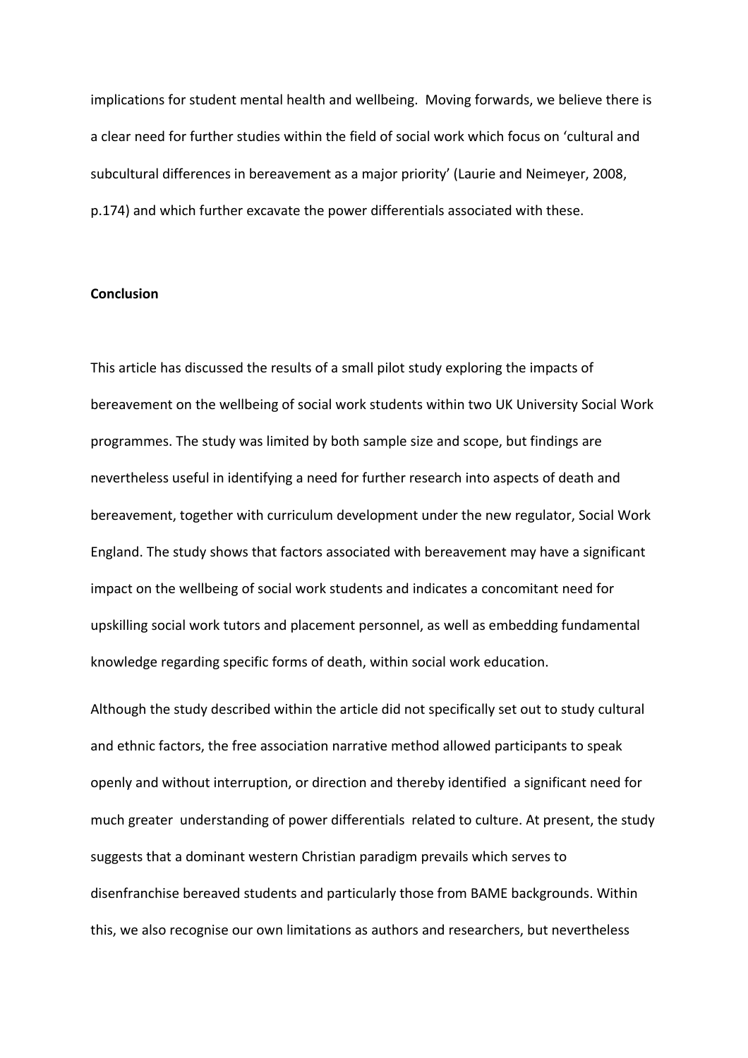implications for student mental health and wellbeing. Moving forwards, we believe there is a clear need for further studies within the field of social work which focus on 'cultural and subcultural differences in bereavement as a major priority' (Laurie and Neimeyer, 2008, p.174) and which further excavate the power differentials associated with these.

**Conclusion**

This article has discussed the results of a small pilot study exploring the impacts of bereavement on the wellbeing of social work students within two UK University Social Work programmes. The study was limited by both sample size and scope, but findings are nevertheless useful in identifying a need for further research into aspects of death and bereavement, together with curriculum development under the new regulator, Social Work England. The study shows that factors associated with bereavement may have a significant impact on the wellbeing of social work students and indicates a concomitant need for upskilling social work tutors and placement personnel, as well as embedding fundamental knowledge regarding specific forms of death, within social work education.

Although the study described within the article did not specifically set out to study cultural and ethnic factors, the free association narrative method allowed participants to speak openly and without interruption, or direction and thereby identified a significant need for much greater understanding of power differentials related to culture. At present, the study suggests that a dominant western Christian paradigm prevails which serves to disenfranchise bereaved students and particularly those from BAME backgrounds. Within this, we also recognise our own limitations as authors and researchers, but nevertheless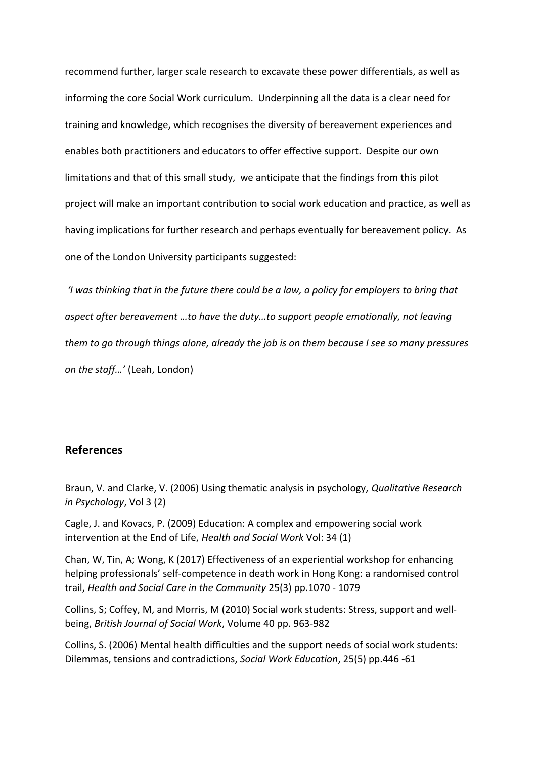recommend further, larger scale research to excavate these power differentials, as well as informing the core Social Work curriculum. Underpinning all the data is a clear need for training and knowledge, which recognises the diversity of bereavement experiences and enables both practitioners and educators to offer effective support. Despite our own limitations and that of this small study, we anticipate that the findings from this pilot project will make an important contribution to social work education and practice, as well as having implications for further research and perhaps eventually for bereavement policy. As one of the London University participants suggested:

*'I was thinking that in the future there could be a law, a policy for employers to bring that aspect after bereavement …to have the duty…to support people emotionally, not leaving them to go through things alone, already the job is on them because I see so many pressures on the staff…'* (Leah, London)

## References

Braun, V. and Clarke, V. (2006) Using thematic analysis in psychology, *Qualitative Research in Psychology*, Vol 3 (2)

Cagle, J. and Kovacs, P. (2009) Education: A complex and empowering social work intervention at the End of Life, *Health and Social Work* Vol: 34 (1)

Chan, W, Tin, A; Wong, K (2017) Effectiveness of an experiential workshop for enhancing helping professionals' self-competence in death work in Hong Kong: a randomised control trail, *Health and Social Care in the Community* 25(3) pp.1070 - 1079

Collins, S; Coffey, M, and Morris, M (2010) Social work students: Stress, support and well-being, *British Journal of Social Work*, Volume 40 pp. 963-982

Collins, S. (2006) Mental health difficulties and the support needs of social work students: Dilemmas, tensions and contradictions, *Social Work Education*, 25(5) pp.446 -61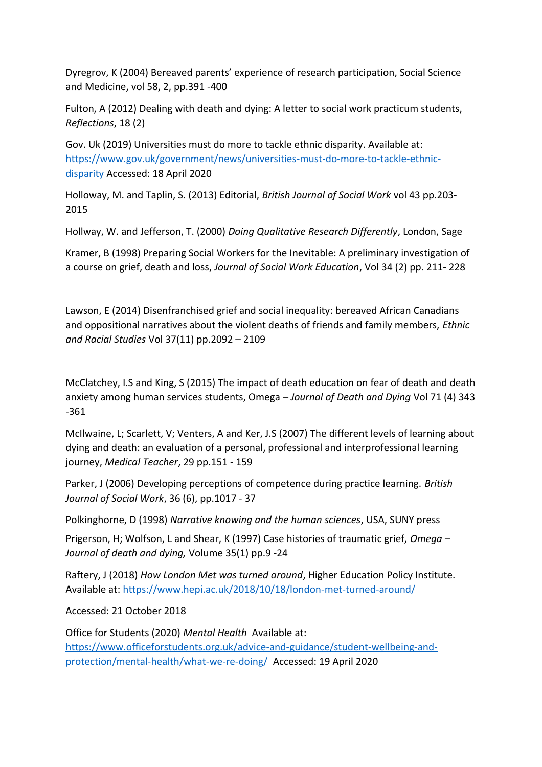Dyregrov, K (2004) Bereaved parents' experience of research participation, Social Science and Medicine, vol 58, 2, pp.391 -400

Fulton, A (2012) Dealing with death and dying: A letter to social work practicum students, *Reflections*, 18 (2)

Gov. Uk (2019) Universities must do more to tackle ethnic disparity. Available at: [https://www.gov.uk/government/news/universities-must-do-more-to-tackle-ethnic-disparity](https://www.gov.uk/government/news/universities-must-do-more-to-tackle-ethnic-disparity) Accessed: 18 April 2020

Holloway, M. and Taplin, S. (2013) Editorial, *British Journal of Social Work* vol 43 pp.203-2015

Hollway, W. and Jefferson, T. (2000) *Doing Qualitative Research Differently*, London, Sage

Kramer, B (1998) Preparing Social Workers for the Inevitable: A preliminary investigation of a course on grief, death and loss, *Journal of Social Work Education*, Vol 34 (2) pp. 211- 228

Lawson, E (2014) Disenfranchised grief and social inequality: bereaved African Canadians and oppositional narratives about the violent deaths of friends and family members, *Ethnic and Racial Studies* Vol 37(11) pp.2092 – 2109

McClatchey, I.S and King, S (2015) The impact of death education on fear of death and death anxiety among human services students, Omega – *Journal of Death and Dying* Vol 71 (4) 343 -361

McIlwaine, L; Scarlett, V; Venters, A and Ker, J.S (2007) The different levels of learning about dying and death: an evaluation of a personal, professional and interprofessional learning journey, *Medical Teacher*, 29 pp.151 - 159

Parker, J (2006) Developing perceptions of competence during practice learning. *British Journal of Social Work*, 36 (6), pp.1017 - 37

Polkinghorne, D (1998) *Narrative knowing and the human sciences*, USA, SUNY press

Prigerson, H; Wolfson, L and Shear, K (1997) Case histories of traumatic grief, *Omega – Journal of death and dying,* Volume 35(1) pp.9 -24

Raftery, J (2018) *How London Met was turned around*, Higher Education Policy Institute. Available at: [https://www.hepi.ac.uk/2018/10/18/london-met-turned-around/](https://www.hepi.ac.uk/2018/10/18/london-met-turned-around/)

Accessed: 21 October 2018

Office for Students (2020) *Mental Health* Available at: [https://www.officeforstudents.org.uk/advice-and-guidance/student-wellbeing-and-protection/mental-health/what-we-re-doing/](https://www.officeforstudents.org.uk/advice-and-guidance/student-wellbeing-and-protection/mental-health/what-we-re-doing/) Accessed: 19 April 2020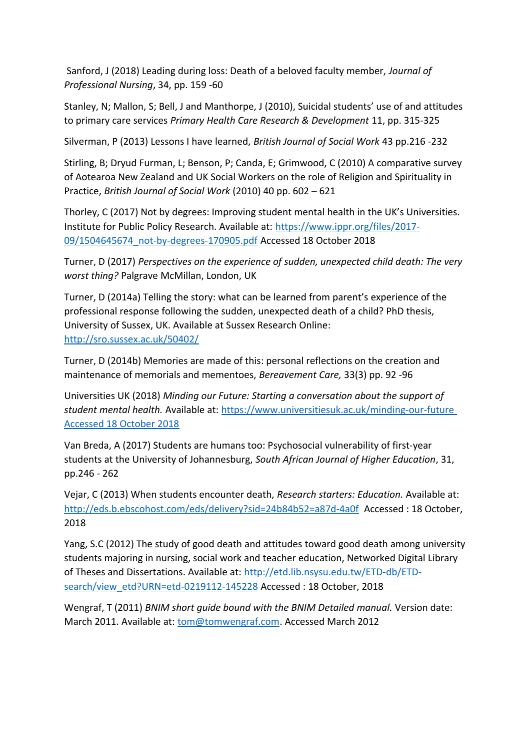Sanford, J (2018) Leading during loss: Death of a beloved faculty member, *Journal of Professional Nursing*, 34, pp. 159 -60

Stanley, N; Mallon, S; Bell, J and Manthorpe, J (2010), Suicidal students' use of and attitudes to primary care services *Primary Health Care Research & Development* 11, pp. 315-325

Silverman, P (2013) Lessons I have learned, *British Journal of Social Work* 43 pp.216 -232

Stirling, B; Dryud Furman, L; Benson, P; Canda, E; Grimwood, C (2010) A comparative survey of Aotearoa New Zealand and UK Social Workers on the role of Religion and Spirituality in Practice, *British Journal of Social Work* (2010) 40 pp. 602 – 621

Thorley, C (2017) Not by degrees: Improving student mental health in the UK's Universities. Institute for Public Policy Research. Available at: https://www.ippr.org/files/2017-09/1504645674_not-by-degrees-170905.pdf Accessed 18 October 2018

Turner, D (2017) *Perspectives on the experience of sudden, unexpected child death: The very worst thing?* Palgrave McMillan, London, UK

Turner, D (2014a) Telling the story: what can be learned from parent's experience of the professional response following the sudden, unexpected death of a child? PhD thesis, University of Sussex, UK. Available at Sussex Research Online: http://sro.sussex.ac.uk/50402/

Turner, D (2014b) Memories are made of this: personal reflections on the creation and maintenance of memorials and mementoes, *Bereavement Care,* 33(3) pp. 92 -96

Universities UK (2018) *Minding our Future: Starting a conversation about the support of student mental health.* Available at: https://www.universitiesuk.ac.uk/minding-our-future Accessed 18 October 2018

Van Breda, A (2017) Students are humans too: Psychosocial vulnerability of first-year students at the University of Johannesburg, *South African Journal of Higher Education*, 31, pp.246 - 262

Vejar, C (2013) When students encounter death, *Research starters: Education.* Available at: http://eds.b.ebscohost.com/eds/delivery?sid=24b84b52=a87d-4a0f Accessed : 18 October, 2018

Yang, S.C (2012) The study of good death and attitudes toward good death among university students majoring in nursing, social work and teacher education, Networked Digital Library of Theses and Dissertations. Available at: http://etd.lib.nsysu.edu.tw/ETD-db/ETD-search/view_etd?URN=etd-0219112-145228 Accessed : 18 October, 2018

Wengraf, T (2011) *BNIM short guide bound with the BNIM Detailed manual.* Version date: March 2011. Available at: tom@tomwengraf.com. Accessed March 2012